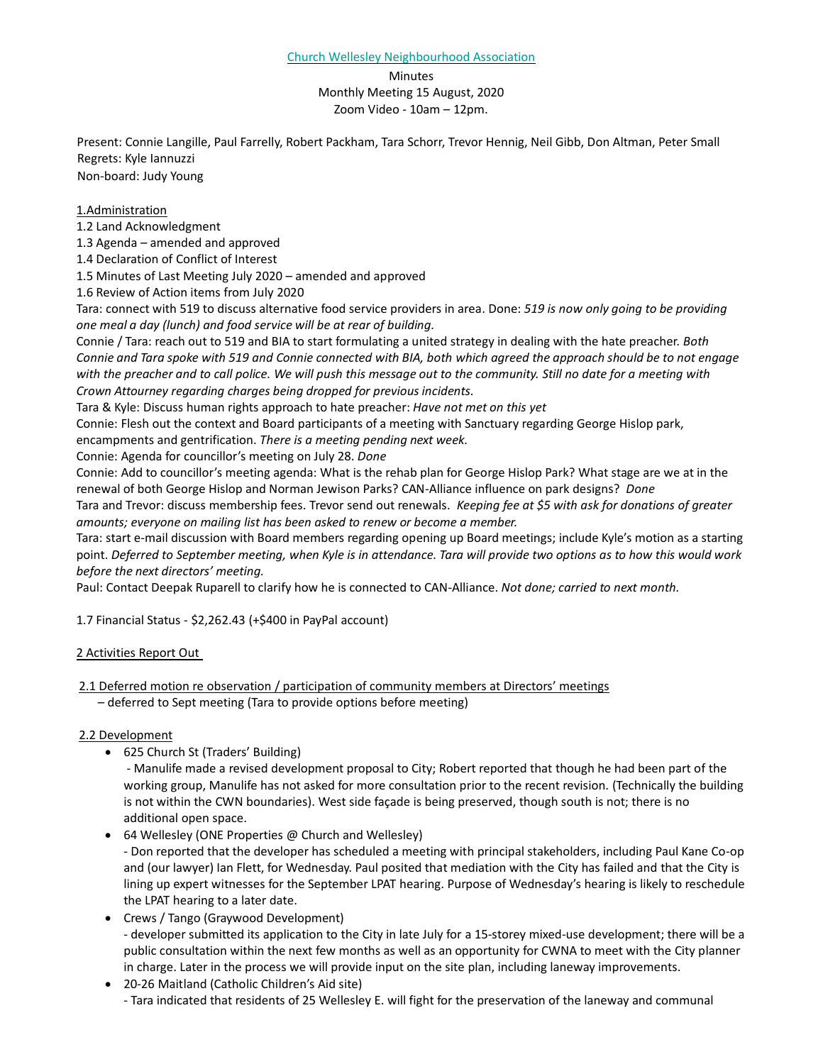Church Wellesley Neighbourhood Association

Minutes
Monthly Meeting 15 August, 2020
Zoom Video - 10am – 12pm.

Present: Connie Langille, Paul Farrelly, Robert Packham, Tara Schorr, Trevor Hennig, Neil Gibb, Don Altman, Peter Small
Regrets: Kyle Iannuzzi
Non-board: Judy Young

1.Administration

1.2 Land Acknowledgment

1.3 Agenda – amended and approved

1.4 Declaration of Conflict of Interest

1.5 Minutes of Last Meeting July 2020 – amended and approved

1.6 Review of Action items from July 2020

Tara: connect with 519 to discuss alternative food service providers in area. Done: *519 is now only going to be providing one meal a day (lunch) and food service will be at rear of building.*

Connie / Tara: reach out to 519 and BIA to start formulating a united strategy in dealing with the hate preacher. *Both Connie and Tara spoke with 519 and Connie connected with BIA, both which agreed the approach should be to not engage with the preacher and to call police. We will push this message out to the community. Still no date for a meeting with Crown Attourney regarding charges being dropped for previous incidents.*

Tara & Kyle: Discuss human rights approach to hate preacher: *Have not met on this yet*

Connie: Flesh out the context and Board participants of a meeting with Sanctuary regarding George Hislop park, encampments and gentrification. *There is a meeting pending next week.*

Connie: Agenda for councillor's meeting on July 28. *Done*

Connie: Add to councillor's meeting agenda: What is the rehab plan for George Hislop Park? What stage are we at in the renewal of both George Hislop and Norman Jewison Parks? CAN-Alliance influence on park designs? *Done*

Tara and Trevor: discuss membership fees. Trevor send out renewals. *Keeping fee at $5 with ask for donations of greater amounts; everyone on mailing list has been asked to renew or become a member.*

Tara: start e-mail discussion with Board members regarding opening up Board meetings; include Kyle's motion as a starting point. *Deferred to September meeting, when Kyle is in attendance. Tara will provide two options as to how this would work before the next directors' meeting.*

Paul: Contact Deepak Ruparell to clarify how he is connected to CAN-Alliance. *Not done; carried to next month.*

1.7 Financial Status - $2,262.43 (+$400 in PayPal account)

2 Activities Report Out

2.1 Deferred motion re observation / participation of community members at Directors' meetings
– deferred to Sept meeting (Tara to provide options before meeting)

2.2 Development

- 625 Church St (Traders' Building)
  - Manulife made a revised development proposal to City; Robert reported that though he had been part of the working group, Manulife has not asked for more consultation prior to the recent revision. (Technically the building is not within the CWN boundaries). West side façade is being preserved, though south is not; there is no additional open space.
- 64 Wellesley (ONE Properties @ Church and Wellesley)
  - Don reported that the developer has scheduled a meeting with principal stakeholders, including Paul Kane Co-op and (our lawyer) Ian Flett, for Wednesday. Paul posited that mediation with the City has failed and that the City is lining up expert witnesses for the September LPAT hearing. Purpose of Wednesday's hearing is likely to reschedule the LPAT hearing to a later date.
- Crews / Tango (Graywood Development)
  - developer submitted its application to the City in late July for a 15-storey mixed-use development; there will be a public consultation within the next few months as well as an opportunity for CWNA to meet with the City planner in charge. Later in the process we will provide input on the site plan, including laneway improvements.
- 20-26 Maitland (Catholic Children's Aid site)
  - Tara indicated that residents of 25 Wellesley E. will fight for the preservation of the laneway and communal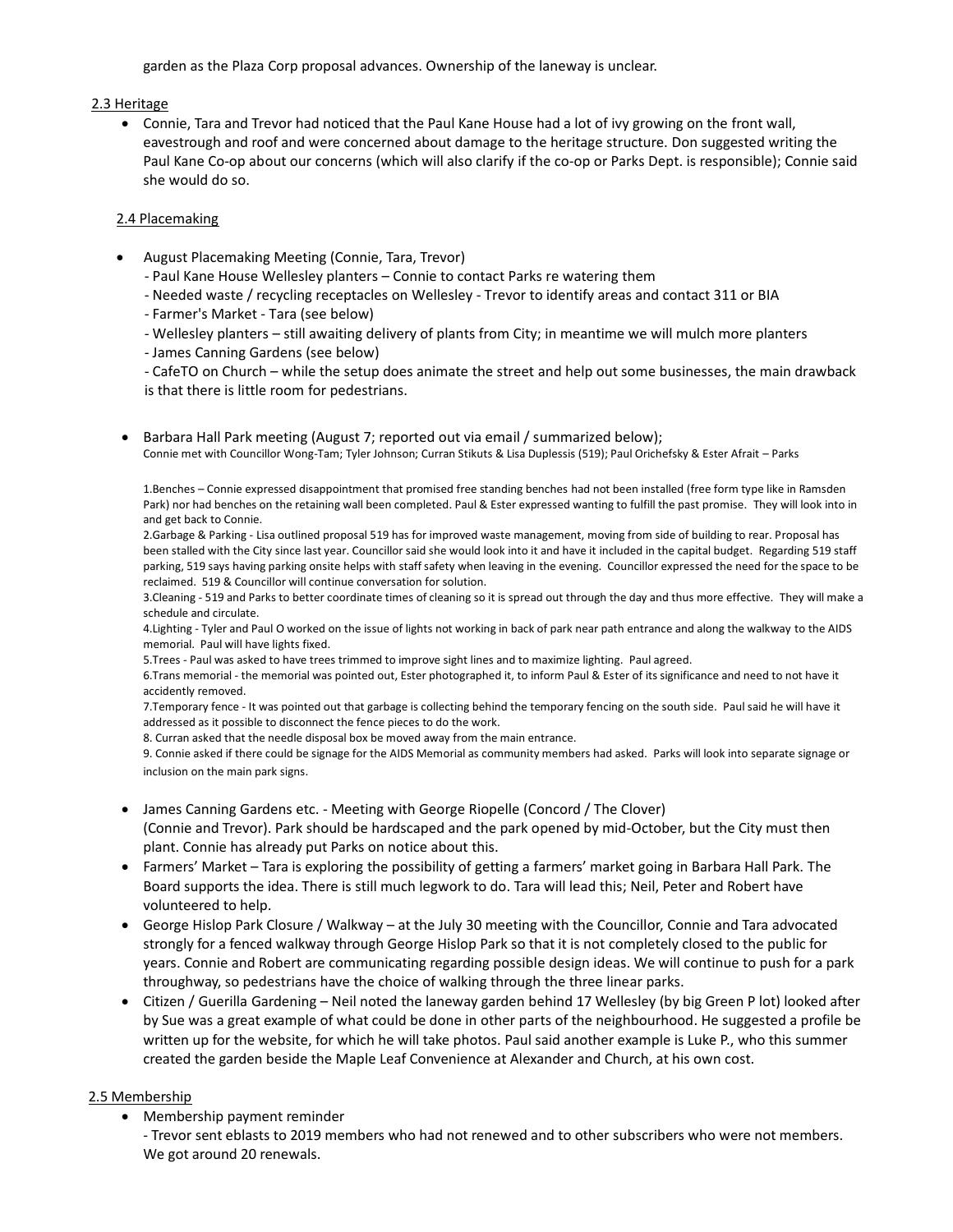garden as the Plaza Corp proposal advances. Ownership of the laneway is unclear.

2.3 Heritage

- Connie, Tara and Trevor had noticed that the Paul Kane House had a lot of ivy growing on the front wall, eavestrough and roof and were concerned about damage to the heritage structure. Don suggested writing the Paul Kane Co-op about our concerns (which will also clarify if the co-op or Parks Dept. is responsible); Connie said she would do so.

2.4 Placemaking

- August Placemaking Meeting (Connie, Tara, Trevor)
  - Paul Kane House Wellesley planters – Connie to contact Parks re watering them
  - Needed waste / recycling receptacles on Wellesley - Trevor to identify areas and contact 311 or BIA
  - Farmer's Market - Tara (see below)
  - Wellesley planters – still awaiting delivery of plants from City; in meantime we will mulch more planters
  - James Canning Gardens (see below)
  - CafeTO on Church – while the setup does animate the street and help out some businesses, the main drawback is that there is little room for pedestrians.

- Barbara Hall Park meeting (August 7; reported out via email / summarized below);
  Connie met with Councillor Wong-Tam; Tyler Johnson; Curran Stikuts & Lisa Duplessis (519); Paul Orichefsky & Ester Afrait – Parks

  1.Benches – Connie expressed disappointment that promised free standing benches had not been installed (free form type like in Ramsden Park) nor had benches on the retaining wall been completed. Paul & Ester expressed wanting to fulfill the past promise. They will look into in and get back to Connie.
  2.Garbage & Parking - Lisa outlined proposal 519 has for improved waste management, moving from side of building to rear. Proposal has been stalled with the City since last year. Councillor said she would look into it and have it included in the capital budget. Regarding 519 staff parking, 519 says having parking onsite helps with staff safety when leaving in the evening. Councillor expressed the need for the space to be reclaimed. 519 & Councillor will continue conversation for solution.
  3.Cleaning - 519 and Parks to better coordinate times of cleaning so it is spread out through the day and thus more effective. They will make a schedule and circulate.
  4.Lighting - Tyler and Paul O worked on the issue of lights not working in back of park near path entrance and along the walkway to the AIDS memorial. Paul will have lights fixed.
  5.Trees - Paul was asked to have trees trimmed to improve sight lines and to maximize lighting. Paul agreed.
  6.Trans memorial - the memorial was pointed out, Ester photographed it, to inform Paul & Ester of its significance and need to not have it accidently removed.
  7.Temporary fence - It was pointed out that garbage is collecting behind the temporary fencing on the south side. Paul said he will have it addressed as it possible to disconnect the fence pieces to do the work.
  8. Curran asked that the needle disposal box be moved away from the main entrance.
  9. Connie asked if there could be signage for the AIDS Memorial as community members had asked. Parks will look into separate signage or inclusion on the main park signs.

- James Canning Gardens etc. - Meeting with George Riopelle (Concord / The Clover) (Connie and Trevor). Park should be hardscaped and the park opened by mid-October, but the City must then plant. Connie has already put Parks on notice about this.
- Farmers' Market – Tara is exploring the possibility of getting a farmers' market going in Barbara Hall Park. The Board supports the idea. There is still much legwork to do. Tara will lead this; Neil, Peter and Robert have volunteered to help.
- George Hislop Park Closure / Walkway – at the July 30 meeting with the Councillor, Connie and Tara advocated strongly for a fenced walkway through George Hislop Park so that it is not completely closed to the public for years. Connie and Robert are communicating regarding possible design ideas. We will continue to push for a park throughway, so pedestrians have the choice of walking through the three linear parks.
- Citizen / Guerilla Gardening – Neil noted the laneway garden behind 17 Wellesley (by big Green P lot) looked after by Sue was a great example of what could be done in other parts of the neighbourhood. He suggested a profile be written up for the website, for which he will take photos. Paul said another example is Luke P., who this summer created the garden beside the Maple Leaf Convenience at Alexander and Church, at his own cost.

2.5 Membership

- Membership payment reminder
  - Trevor sent eblasts to 2019 members who had not renewed and to other subscribers who were not members. We got around 20 renewals.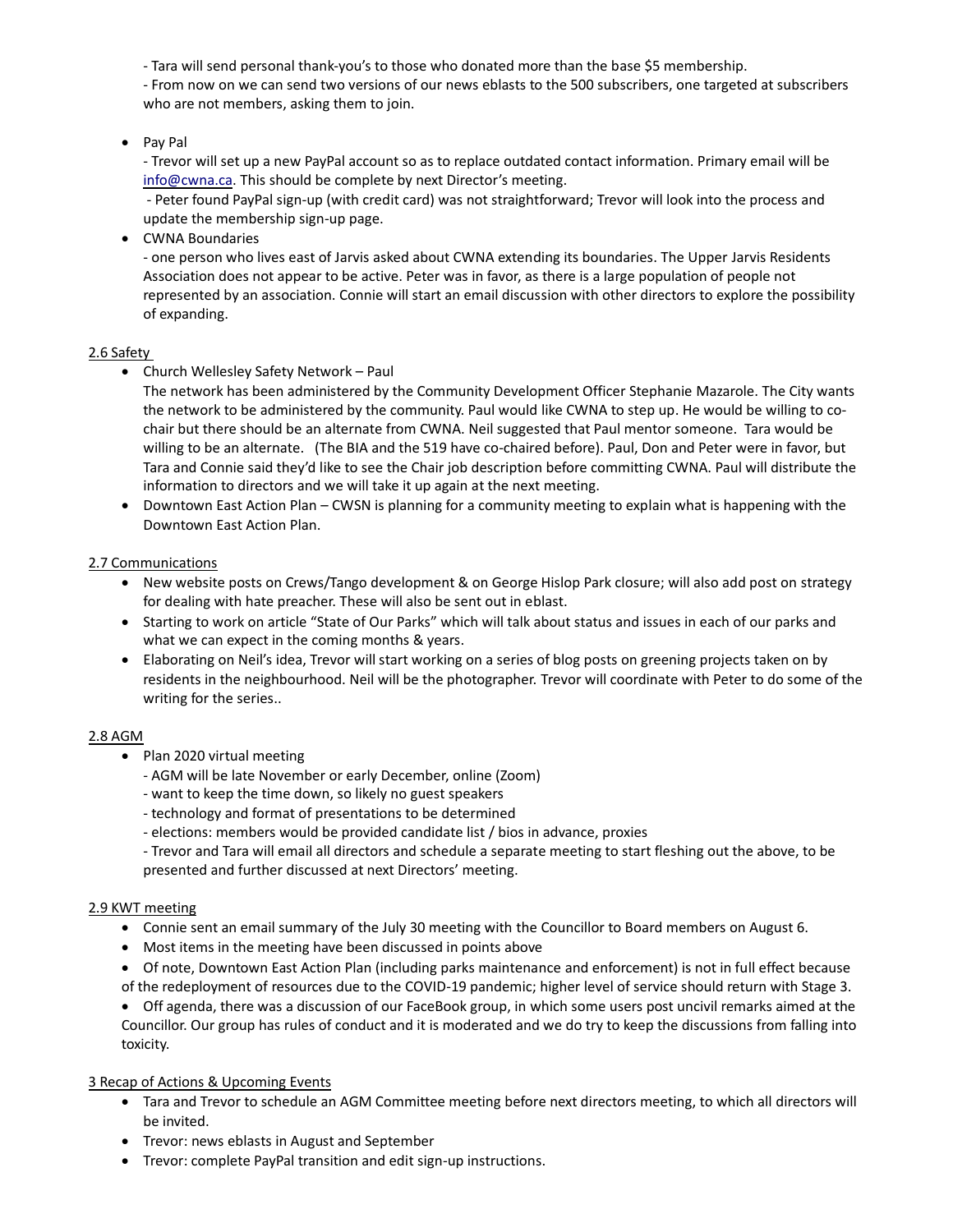- Tara will send personal thank-you's to those who donated more than the base $5 membership.
- From now on we can send two versions of our news eblasts to the 500 subscribers, one targeted at subscribers who are not members, asking them to join.

- Pay Pal
  - Trevor will set up a new PayPal account so as to replace outdated contact information. Primary email will be info@cwna.ca. This should be complete by next Director's meeting.
  - Peter found PayPal sign-up (with credit card) was not straightforward; Trevor will look into the process and update the membership sign-up page.
- CWNA Boundaries
  - one person who lives east of Jarvis asked about CWNA extending its boundaries. The Upper Jarvis Residents Association does not appear to be active. Peter was in favor, as there is a large population of people not represented by an association. Connie will start an email discussion with other directors to explore the possibility of expanding.

2.6 Safety

- Church Wellesley Safety Network – Paul
  The network has been administered by the Community Development Officer Stephanie Mazarole. The City wants the network to be administered by the community. Paul would like CWNA to step up. He would be willing to co-chair but there should be an alternate from CWNA. Neil suggested that Paul mentor someone. Tara would be willing to be an alternate. (The BIA and the 519 have co-chaired before). Paul, Don and Peter were in favor, but Tara and Connie said they'd like to see the Chair job description before committing CWNA. Paul will distribute the information to directors and we will take it up again at the next meeting.
- Downtown East Action Plan – CWSN is planning for a community meeting to explain what is happening with the Downtown East Action Plan.

2.7 Communications

- New website posts on Crews/Tango development & on George Hislop Park closure; will also add post on strategy for dealing with hate preacher. These will also be sent out in eblast.
- Starting to work on article "State of Our Parks" which will talk about status and issues in each of our parks and what we can expect in the coming months & years.
- Elaborating on Neil's idea, Trevor will start working on a series of blog posts on greening projects taken on by residents in the neighbourhood. Neil will be the photographer. Trevor will coordinate with Peter to do some of the writing for the series..

2.8 AGM

- Plan 2020 virtual meeting
  - AGM will be late November or early December, online (Zoom)
  - want to keep the time down, so likely no guest speakers
  - technology and format of presentations to be determined
  - elections: members would be provided candidate list / bios in advance, proxies
  - Trevor and Tara will email all directors and schedule a separate meeting to start fleshing out the above, to be presented and further discussed at next Directors' meeting.

2.9 KWT meeting

- Connie sent an email summary of the July 30 meeting with the Councillor to Board members on August 6.
- Most items in the meeting have been discussed in points above
- Of note, Downtown East Action Plan (including parks maintenance and enforcement) is not in full effect because of the redeployment of resources due to the COVID-19 pandemic; higher level of service should return with Stage 3.
- Off agenda, there was a discussion of our FaceBook group, in which some users post uncivil remarks aimed at the Councillor. Our group has rules of conduct and it is moderated and we do try to keep the discussions from falling into toxicity.

3 Recap of Actions & Upcoming Events

- Tara and Trevor to schedule an AGM Committee meeting before next directors meeting, to which all directors will be invited.
- Trevor: news eblasts in August and September
- Trevor: complete PayPal transition and edit sign-up instructions.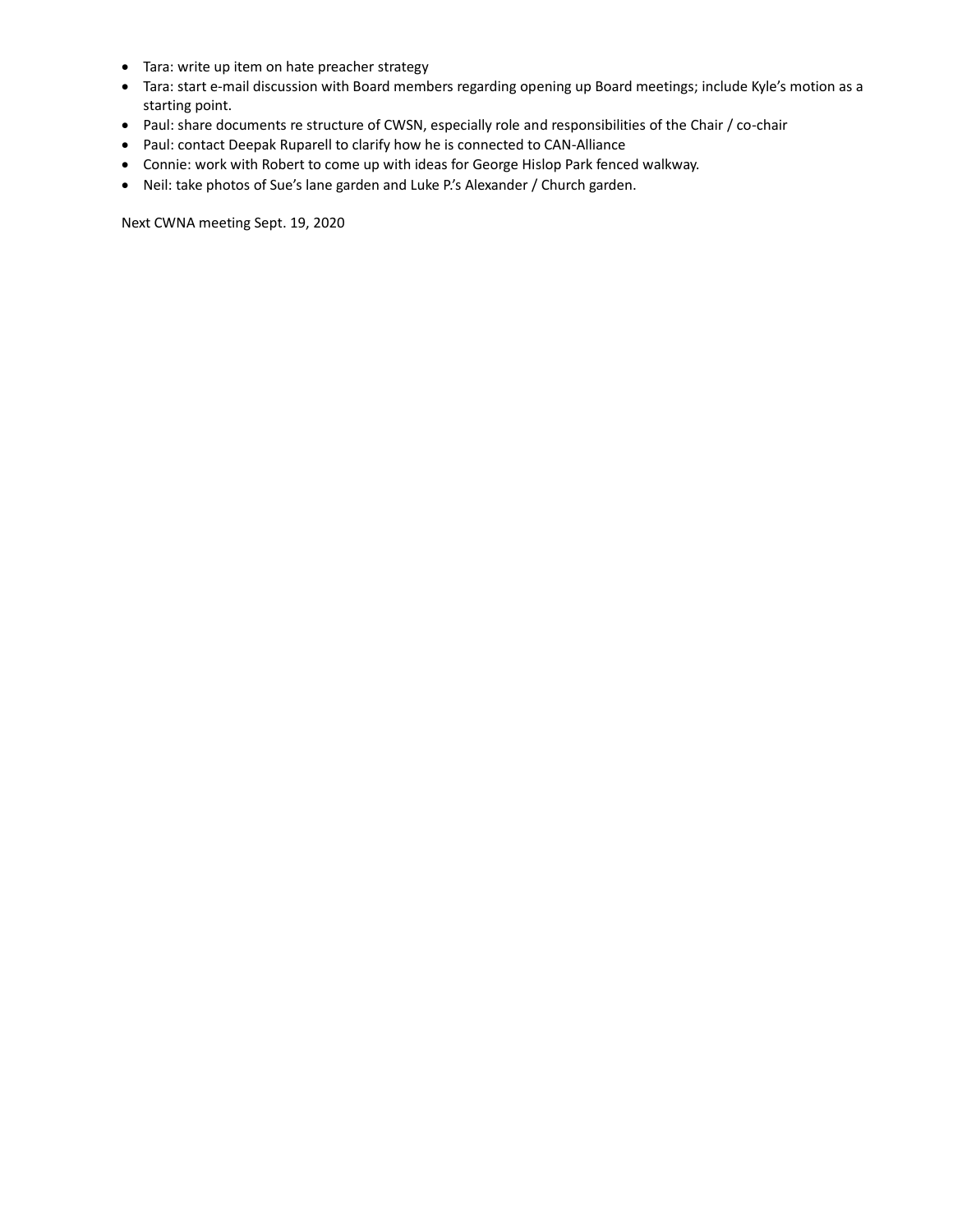- Tara: write up item on hate preacher strategy
- Tara: start e-mail discussion with Board members regarding opening up Board meetings; include Kyle's motion as a starting point.
- Paul: share documents re structure of CWSN, especially role and responsibilities of the Chair / co-chair
- Paul: contact Deepak Ruparell to clarify how he is connected to CAN-Alliance
- Connie: work with Robert to come up with ideas for George Hislop Park fenced walkway.
- Neil: take photos of Sue's lane garden and Luke P.'s Alexander / Church garden.

Next CWNA meeting Sept. 19, 2020